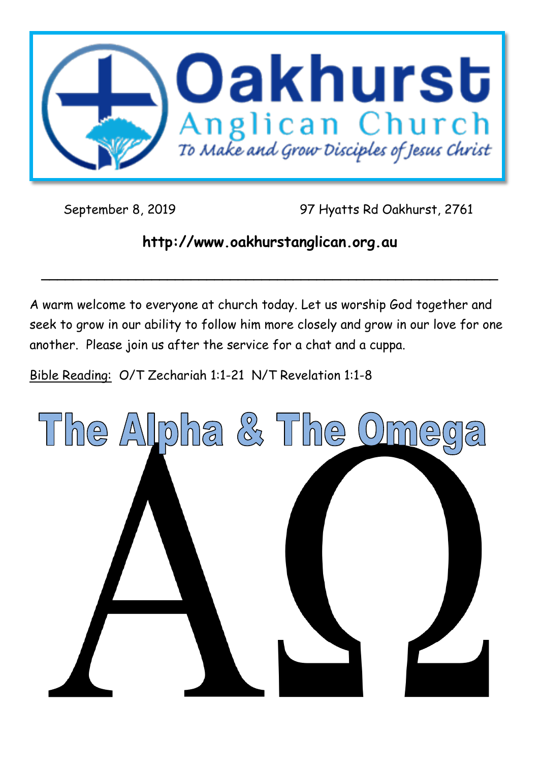# Oakhurst Anglican Church

*To Make and Grow Disciples of Jesus Christ*

September 8, 2019 — 97 Hyatts Rd Oakhurst, 2761

**http://www.oakhurstanglican.org.au**

---

A warm welcome to everyone at church today. Let us worship God together and seek to grow in our ability to follow him more closely and grow in our love for one another. Please join us after the service for a chat and a cuppa.

Bible Reading: O/T Zechariah 1:1-21 N/T Revelation 1:1-8

# The Alpha & The Omega

# AΩ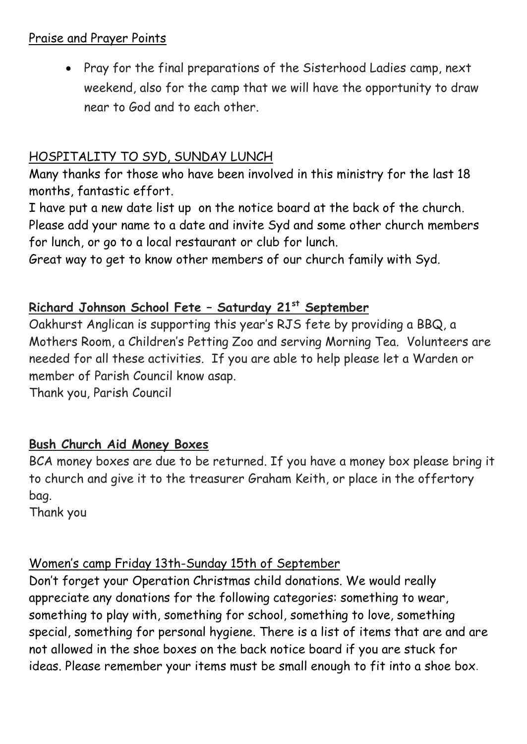## Praise and Prayer Points

- Pray for the final preparations of the Sisterhood Ladies camp, next weekend, also for the camp that we will have the opportunity to draw near to God and to each other.

## HOSPITALITY TO SYD, SUNDAY LUNCH

Many thanks for those who have been involved in this ministry for the last 18 months, fantastic effort.

I have put a new date list up on the notice board at the back of the church. Please add your name to a date and invite Syd and some other church members for lunch, or go to a local restaurant or club for lunch.

Great way to get to know other members of our church family with Syd.

## **Richard Johnson School Fete – Saturday 21st September**

Oakhurst Anglican is supporting this year's RJS fete by providing a BBQ, a Mothers Room, a Children's Petting Zoo and serving Morning Tea. Volunteers are needed for all these activities. If you are able to help please let a Warden or member of Parish Council know asap.

Thank you, Parish Council

## **Bush Church Aid Money Boxes**

BCA money boxes are due to be returned. If you have a money box please bring it to church and give it to the treasurer Graham Keith, or place in the offertory bag.

Thank you

## Women's camp Friday 13th-Sunday 15th of September

Don't forget your Operation Christmas child donations. We would really appreciate any donations for the following categories: something to wear, something to play with, something for school, something to love, something special, something for personal hygiene. There is a list of items that are and are not allowed in the shoe boxes on the back notice board if you are stuck for ideas. Please remember your items must be small enough to fit into a shoe box.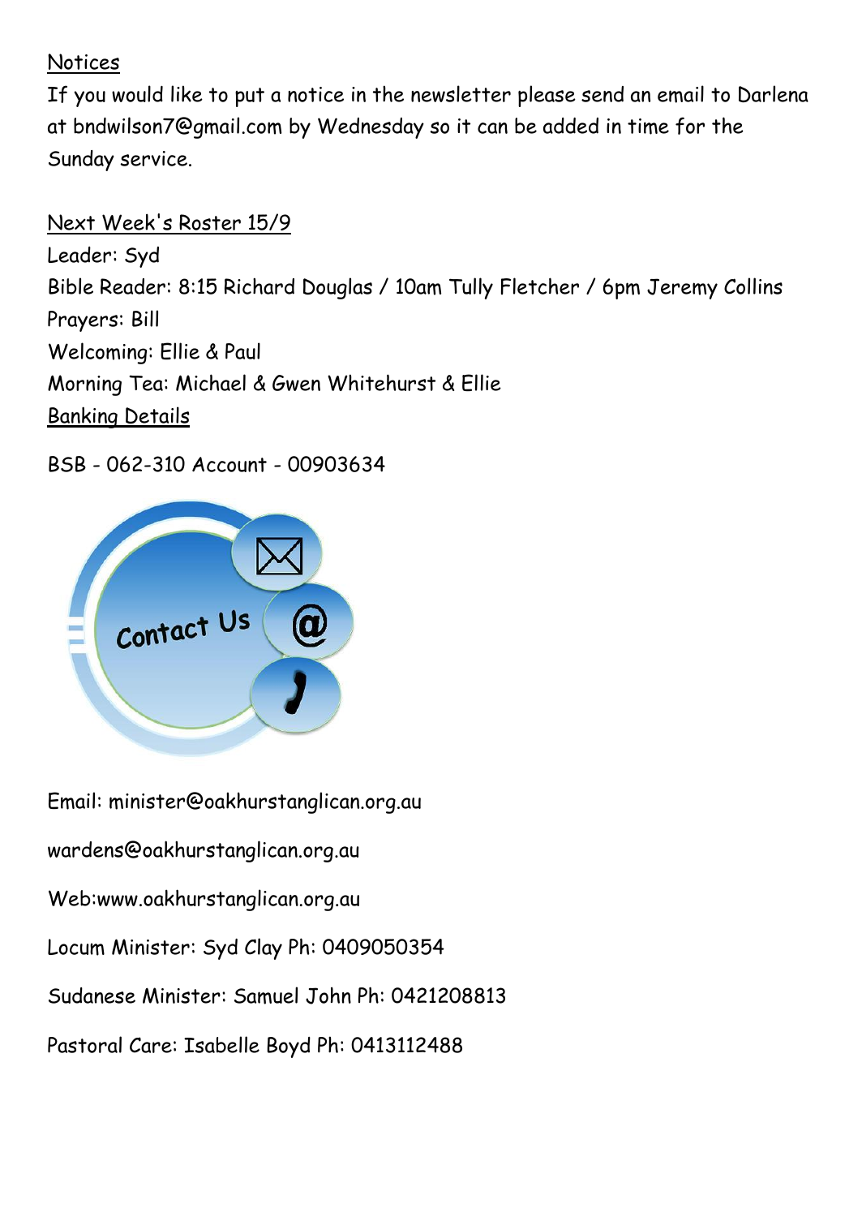Notices

If you would like to put a notice in the newsletter please send an email to Darlena at bndwilson7@gmail.com by Wednesday so it can be added in time for the Sunday service.

Next Week's Roster 15/9

Leader: Syd

Bible Reader: 8:15 Richard Douglas / 10am Tully Fletcher / 6pm Jeremy Collins

Prayers: Bill

Welcoming: Ellie & Paul

Morning Tea: Michael & Gwen Whitehurst & Ellie

Banking Details

BSB - 062-310 Account - 00903634

Contact Us

Email: minister@oakhurstanglican.org.au

wardens@oakhurstanglican.org.au

Web:www.oakhurstanglican.org.au

Locum Minister: Syd Clay Ph: 0409050354

Sudanese Minister: Samuel John Ph: 0421208813

Pastoral Care: Isabelle Boyd Ph: 0413112488